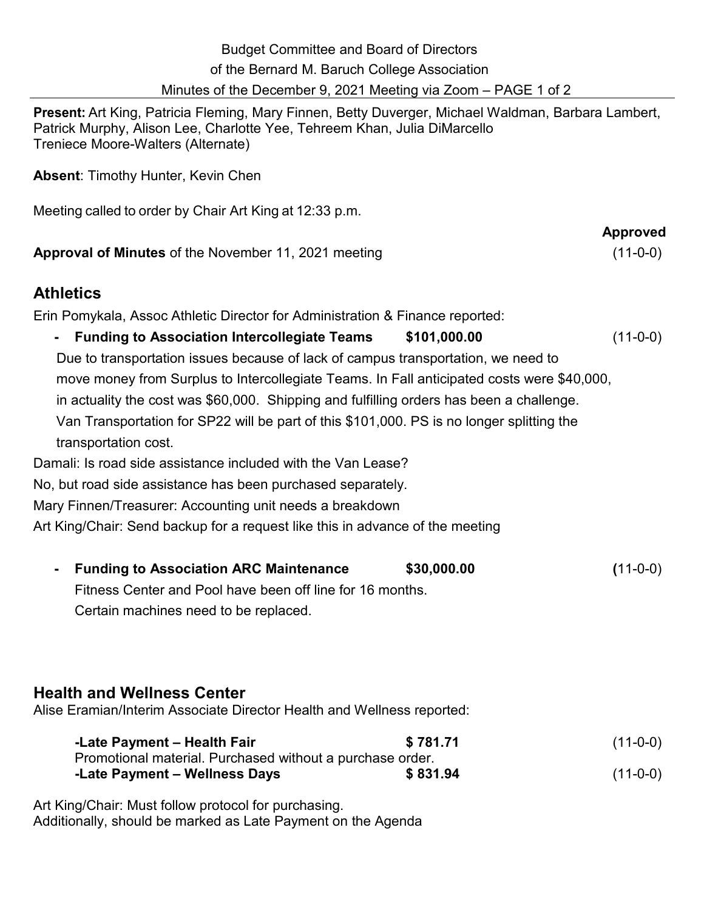Budget Committee and Board of Directors

of the Bernard M. Baruch College Association

Minutes of the December 9, 2021 Meeting via Zoom

**Present:** Art King, Patricia Fleming, Mary Finnen, Betty Duverger, Michael Waldman, Barbara Lambert, Patrick Murphy, Alison Lee, Charlotte Yee, Tehreem Khan, Julia DiMarcello
Treniece Moore-Walters (Alternate)

**Absent**: Timothy Hunter, Kevin Chen

Meeting called to order by Chair Art King at 12:33 p.m.

**Approved**

**Approval of Minutes** of the November 11, 2021 meeting (11-0-0)

## Athletics

Erin Pomykala, Assoc Athletic Director for Administration & Finance reported:

- **Funding to Association Intercollegiate Teams** **$101,000.00** (11-0-0)

  Due to transportation issues because of lack of campus transportation, we need to move money from Surplus to Intercollegiate Teams. In Fall anticipated costs were $40,000, in actuality the cost was $60,000. Shipping and fulfilling orders has been a challenge. Van Transportation for SP22 will be part of this $101,000. PS is no longer splitting the transportation cost.

Damali: Is road side assistance included with the Van Lease?

No, but road side assistance has been purchased separately.

Mary Finnen/Treasurer: Accounting unit needs a breakdown

Art King/Chair: Send backup for a request like this in advance of the meeting

- **Funding to Association ARC Maintenance** **$30,000.00** (11-0-0)

  Fitness Center and Pool have been off line for 16 months.
  Certain machines need to be replaced.

## Health and Wellness Center

Alise Eramian/Interim Associate Director Health and Wellness reported:

**-Late Payment – Health Fair** **$ 781.71** (11-0-0)

Promotional material. Purchased without a purchase order.

**-Late Payment – Wellness Days** **$ 831.94** (11-0-0)

Art King/Chair: Must follow protocol for purchasing.
Additionally, should be marked as Late Payment on the Agenda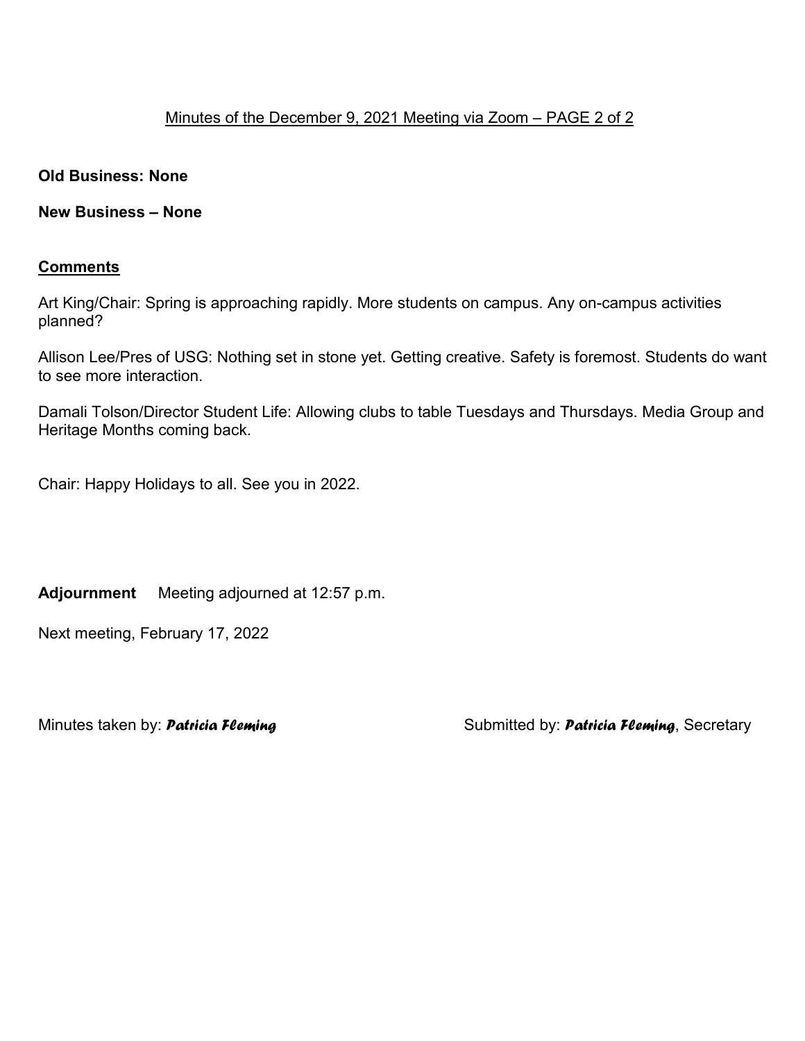Minutes of the December 9, 2021 Meeting via Zoom – PAGE 2 of 2

**Old Business: None**

**New Business – None**

## Comments

Art King/Chair: Spring is approaching rapidly. More students on campus. Any on-campus activities planned?

Allison Lee/Pres of USG: Nothing set in stone yet. Getting creative. Safety is foremost. Students do want to see more interaction.

Damali Tolson/Director Student Life: Allowing clubs to table Tuesdays and Thursdays. Media Group and Heritage Months coming back.

Chair: Happy Holidays to all. See you in 2022.

**Adjournment** Meeting adjourned at 12:57 p.m.

Next meeting, February 17, 2022

Minutes taken by: ***Patricia Fleming***

Submitted by: ***Patricia Fleming***, Secretary